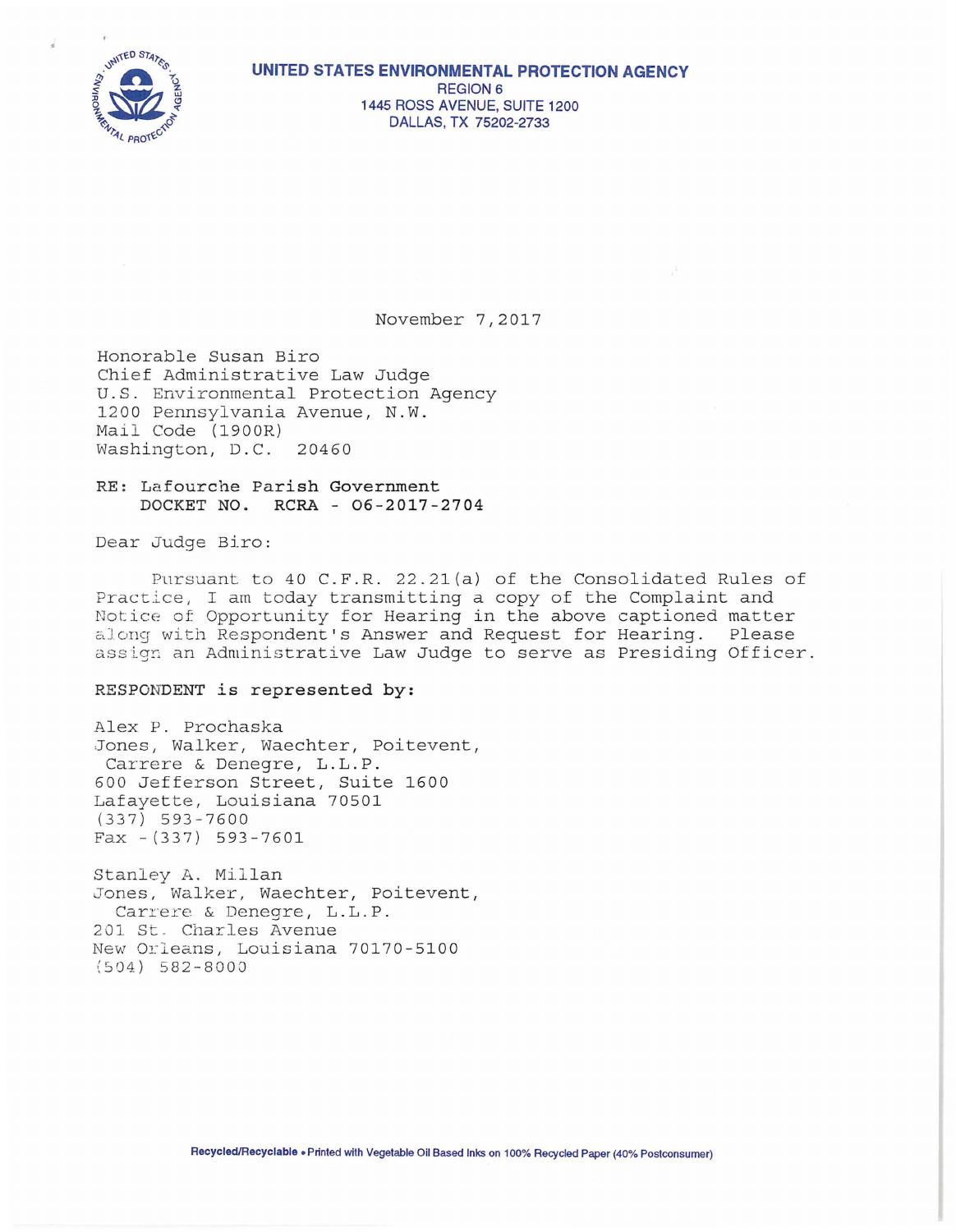**UNITED STATES ENVIRONMENTAL PROTECTION AGENCY**
REGION 6
1445 ROSS AVENUE, SUITE 1200
DALLAS, TX 75202-2733

November 7,2017

Honorable Susan Biro
Chief Administrative Law Judge
U.S. Environmental Protection Agency
1200 Pennsylvania Avenue, N.W.
Mail Code (1900R)
Washington, D.C. 20460

RE: Lafourche Parish Government
DOCKET NO. RCRA - 06-2017-2704

Dear Judge Biro:

Pursuant to 40 C.F.R. 22.21(a) of the Consolidated Rules of Practice, I am today transmitting a copy of the Complaint and Notice of Opportunity for Hearing in the above captioned matter along with Respondent's Answer and Request for Hearing. Please assign an Administrative Law Judge to serve as Presiding Officer.

**RESPONDENT is represented by:**

Alex P. Prochaska
Jones, Walker, Waechter, Poitevent,
Carrere & Denegre, L.L.P.
600 Jefferson Street, Suite 1600
Lafayette, Louisiana 70501
(337) 593-7600
Fax -(337) 593-7601

Stanley A. Millan
Jones, Walker, Waechter, Poitevent,
Carrere & Denegre, L.L.P.
201 St. Charles Avenue
New Orleans, Louisiana 70170-5100
(504) 582-8000

Recycled/Recyclable • Printed with Vegetable Oil Based Inks on 100% Recycled Paper (40% Postconsumer)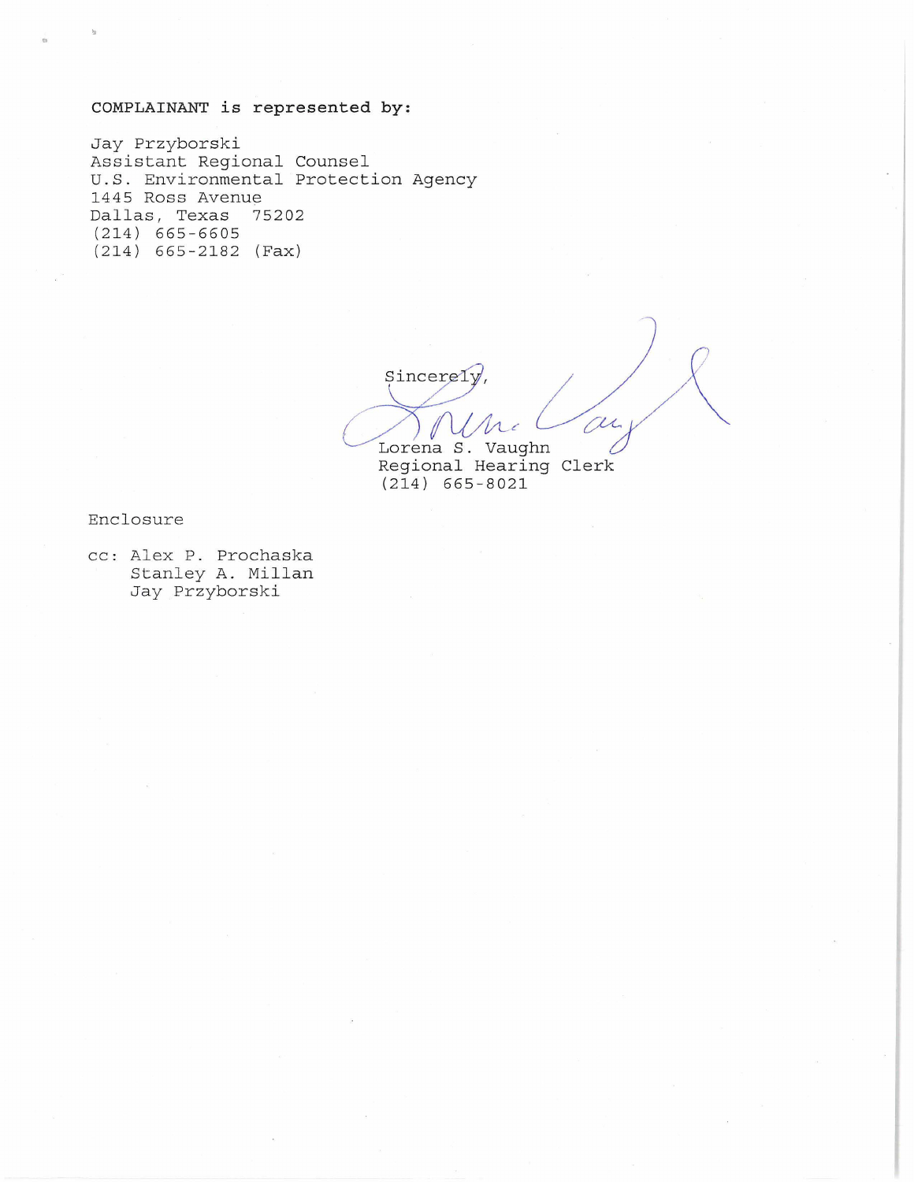**COMPLAINANT is represented by:**

Jay Przyborski
Assistant Regional Counsel
U.S. Environmental Protection Agency
1445 Ross Avenue
Dallas, Texas 75202
(214) 665-6605
(214) 665-2182 (Fax)

Sincerely,

Lorena S. Vaughn
Regional Hearing Clerk
(214) 665-8021

Enclosure

cc: Alex P. Prochaska
Stanley A. Millan
Jay Przyborski